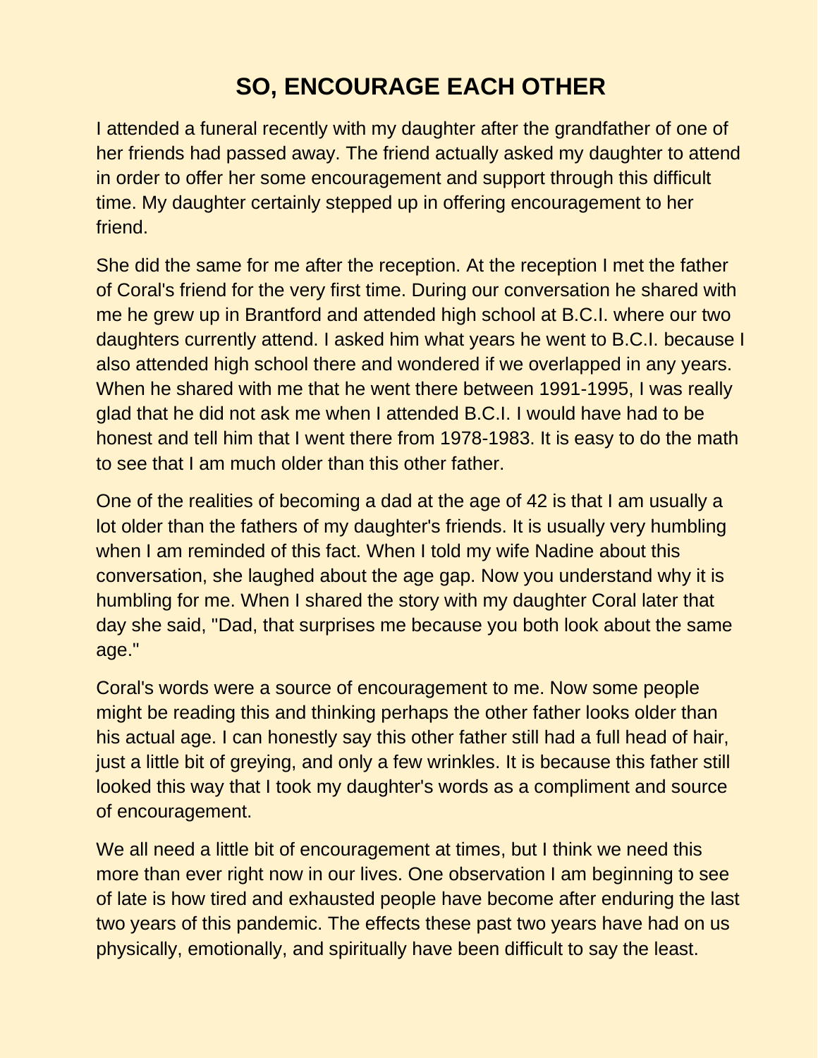# SO, ENCOURAGE EACH OTHER

I attended a funeral recently with my daughter after the grandfather of one of her friends had passed away. The friend actually asked my daughter to attend in order to offer her some encouragement and support through this difficult time. My daughter certainly stepped up in offering encouragement to her friend.

She did the same for me after the reception. At the reception I met the father of Coral's friend for the very first time. During our conversation he shared with me he grew up in Brantford and attended high school at B.C.I. where our two daughters currently attend. I asked him what years he went to B.C.I. because I also attended high school there and wondered if we overlapped in any years. When he shared with me that he went there between 1991-1995, I was really glad that he did not ask me when I attended B.C.I. I would have had to be honest and tell him that I went there from 1978-1983. It is easy to do the math to see that I am much older than this other father.

One of the realities of becoming a dad at the age of 42 is that I am usually a lot older than the fathers of my daughter's friends. It is usually very humbling when I am reminded of this fact. When I told my wife Nadine about this conversation, she laughed about the age gap. Now you understand why it is humbling for me. When I shared the story with my daughter Coral later that day she said, "Dad, that surprises me because you both look about the same age."

Coral's words were a source of encouragement to me. Now some people might be reading this and thinking perhaps the other father looks older than his actual age. I can honestly say this other father still had a full head of hair, just a little bit of greying, and only a few wrinkles. It is because this father still looked this way that I took my daughter's words as a compliment and source of encouragement.

We all need a little bit of encouragement at times, but I think we need this more than ever right now in our lives. One observation I am beginning to see of late is how tired and exhausted people have become after enduring the last two years of this pandemic. The effects these past two years have had on us physically, emotionally, and spiritually have been difficult to say the least.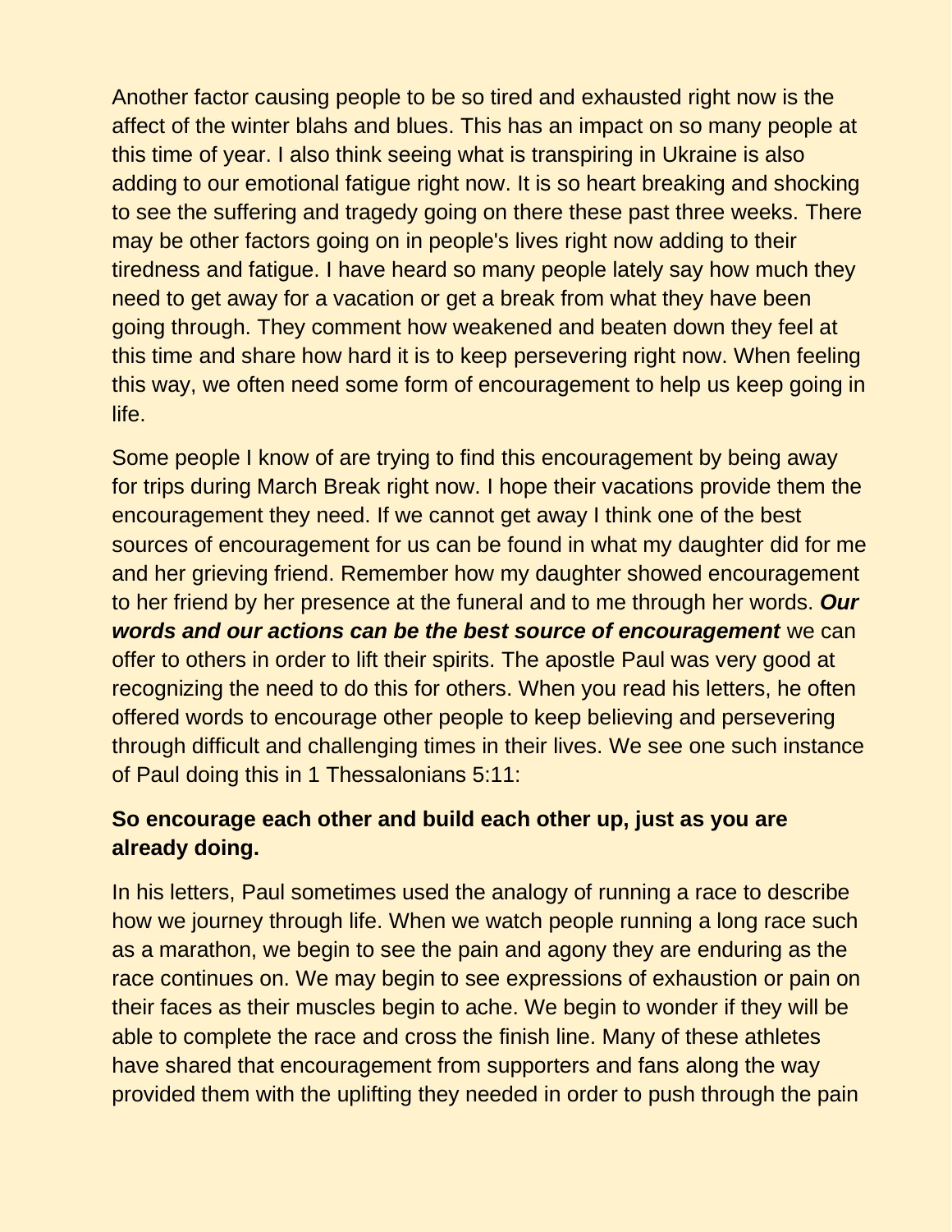Another factor causing people to be so tired and exhausted right now is the affect of the winter blahs and blues. This has an impact on so many people at this time of year. I also think seeing what is transpiring in Ukraine is also adding to our emotional fatigue right now. It is so heart breaking and shocking to see the suffering and tragedy going on there these past three weeks. There may be other factors going on in people's lives right now adding to their tiredness and fatigue. I have heard so many people lately say how much they need to get away for a vacation or get a break from what they have been going through. They comment how weakened and beaten down they feel at this time and share how hard it is to keep persevering right now. When feeling this way, we often need some form of encouragement to help us keep going in life.

Some people I know of are trying to find this encouragement by being away for trips during March Break right now. I hope their vacations provide them the encouragement they need. If we cannot get away I think one of the best sources of encouragement for us can be found in what my daughter did for me and her grieving friend. Remember how my daughter showed encouragement to her friend by her presence at the funeral and to me through her words. ***Our words and our actions can be the best source of encouragement*** we can offer to others in order to lift their spirits. The apostle Paul was very good at recognizing the need to do this for others. When you read his letters, he often offered words to encourage other people to keep believing and persevering through difficult and challenging times in their lives. We see one such instance of Paul doing this in 1 Thessalonians 5:11:

**So encourage each other and build each other up, just as you are already doing.**

In his letters, Paul sometimes used the analogy of running a race to describe how we journey through life. When we watch people running a long race such as a marathon, we begin to see the pain and agony they are enduring as the race continues on. We may begin to see expressions of exhaustion or pain on their faces as their muscles begin to ache. We begin to wonder if they will be able to complete the race and cross the finish line. Many of these athletes have shared that encouragement from supporters and fans along the way provided them with the uplifting they needed in order to push through the pain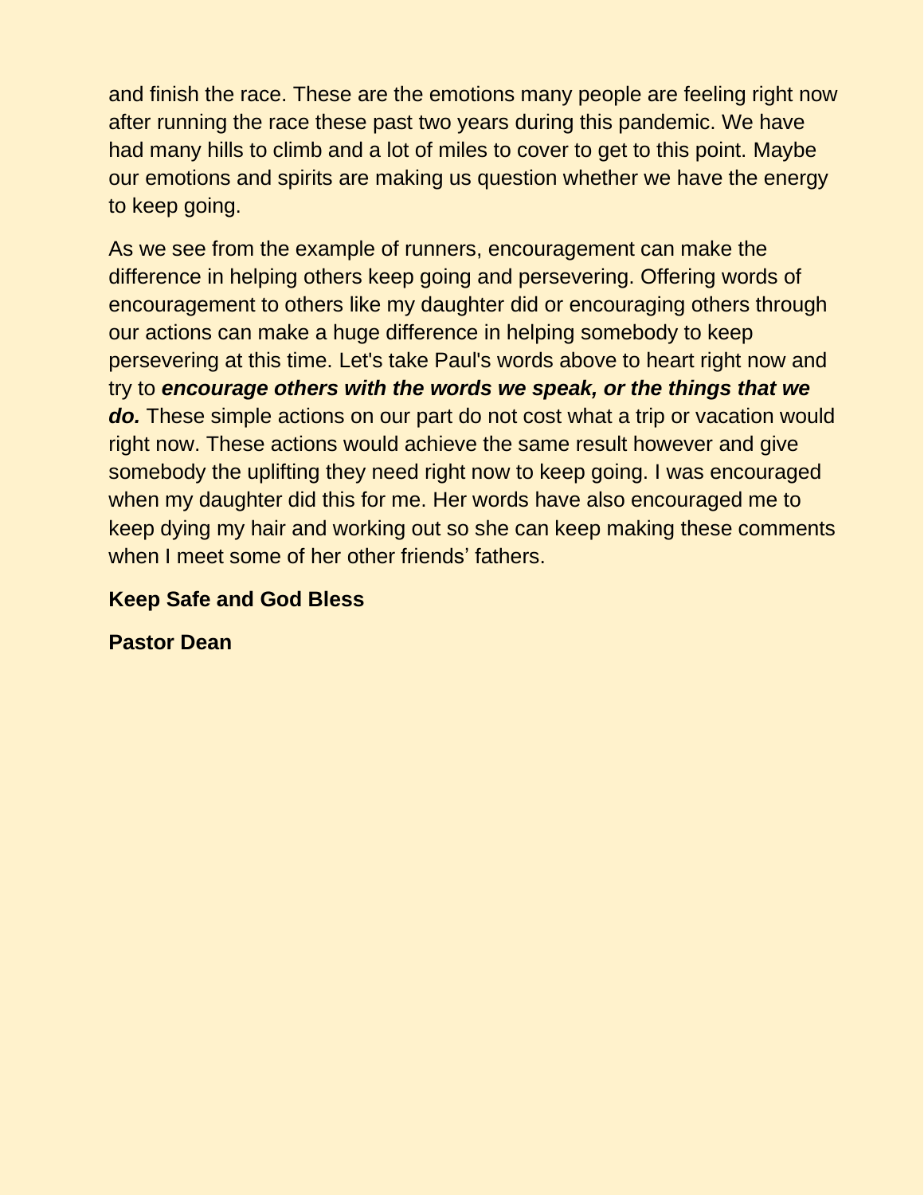and finish the race. These are the emotions many people are feeling right now after running the race these past two years during this pandemic. We have had many hills to climb and a lot of miles to cover to get to this point. Maybe our emotions and spirits are making us question whether we have the energy to keep going.

As we see from the example of runners, encouragement can make the difference in helping others keep going and persevering. Offering words of encouragement to others like my daughter did or encouraging others through our actions can make a huge difference in helping somebody to keep persevering at this time. Let's take Paul's words above to heart right now and try to ***encourage others with the words we speak, or the things that we do.*** These simple actions on our part do not cost what a trip or vacation would right now. These actions would achieve the same result however and give somebody the uplifting they need right now to keep going. I was encouraged when my daughter did this for me. Her words have also encouraged me to keep dying my hair and working out so she can keep making these comments when I meet some of her other friends' fathers.

**Keep Safe and God Bless**

**Pastor Dean**